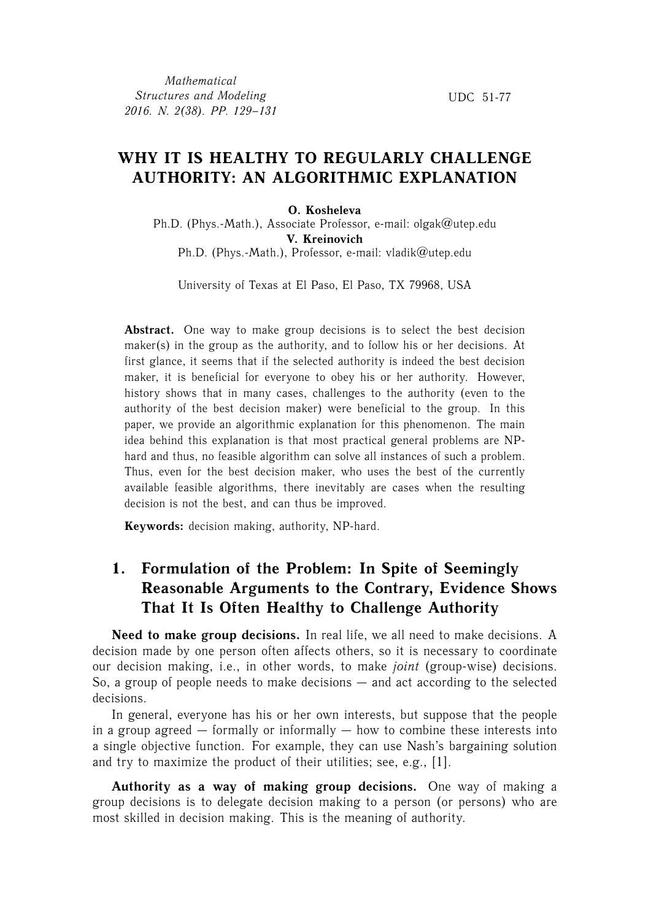UDC 51-77

# WHY IT IS HEALTHY TO REGULARLY CHALLENGE AUTHORITY: AN ALGORITHMIC EXPLANATION

**O. Kosheleva**
Ph.D. (Phys.-Math.), Associate Professor, e-mail: olgak@utep.edu
**V. Kreinovich**
Ph.D. (Phys.-Math.), Professor, e-mail: vladik@utep.edu

University of Texas at El Paso, El Paso, TX 79968, USA

**Abstract.** One way to make group decisions is to select the best decision maker(s) in the group as the authority, and to follow his or her decisions. At first glance, it seems that if the selected authority is indeed the best decision maker, it is beneficial for everyone to obey his or her authority. However, history shows that in many cases, challenges to the authority (even to the authority of the best decision maker) were beneficial to the group. In this paper, we provide an algorithmic explanation for this phenomenon. The main idea behind this explanation is that most practical general problems are NP-hard and thus, no feasible algorithm can solve all instances of such a problem. Thus, even for the best decision maker, who uses the best of the currently available feasible algorithms, there inevitably are cases when the resulting decision is not the best, and can thus be improved.

**Keywords:** decision making, authority, NP-hard.

## 1. Formulation of the Problem: In Spite of Seemingly Reasonable Arguments to the Contrary, Evidence Shows That It Is Often Healthy to Challenge Authority

**Need to make group decisions.** In real life, we all need to make decisions. A decision made by one person often affects others, so it is necessary to coordinate our decision making, i.e., in other words, to make *joint* (group-wise) decisions. So, a group of people needs to make decisions — and act according to the selected decisions.

In general, everyone has his or her own interests, but suppose that the people in a group agreed — formally or informally — how to combine these interests into a single objective function. For example, they can use Nash's bargaining solution and try to maximize the product of their utilities; see, e.g., [1].

**Authority as a way of making group decisions.** One way of making a group decisions is to delegate decision making to a person (or persons) who are most skilled in decision making. This is the meaning of authority.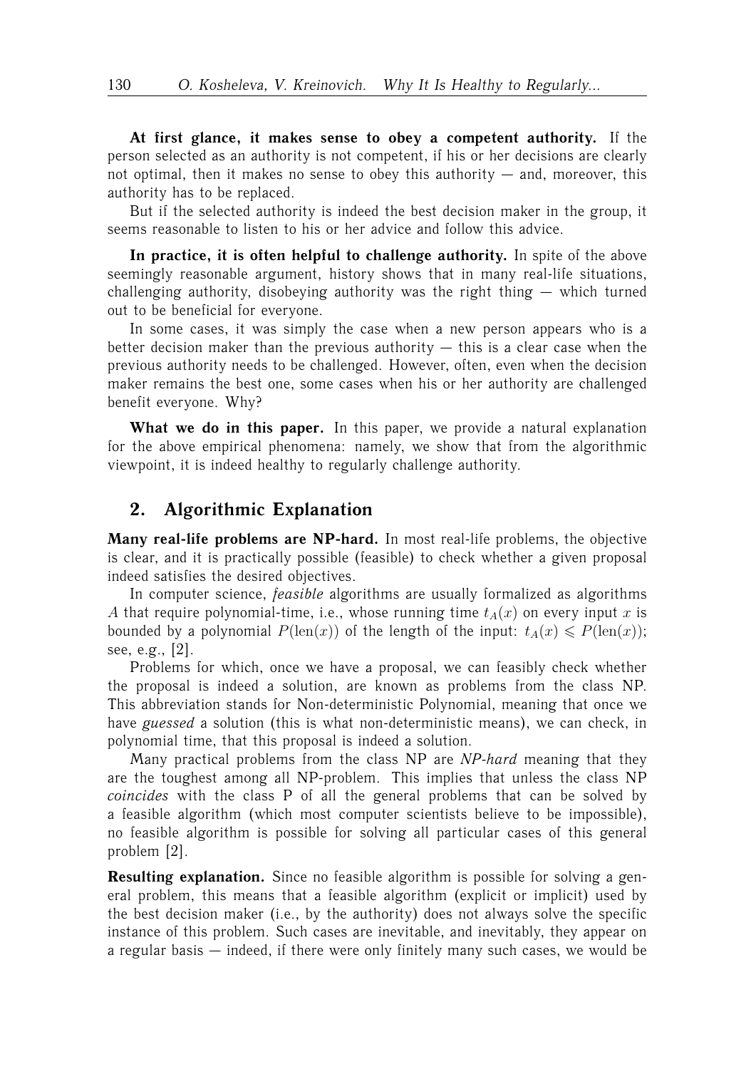**At first glance, it makes sense to obey a competent authority.** If the person selected as an authority is not competent, if his or her decisions are clearly not optimal, then it makes no sense to obey this authority — and, moreover, this authority has to be replaced.

But if the selected authority is indeed the best decision maker in the group, it seems reasonable to listen to his or her advice and follow this advice.

**In practice, it is often helpful to challenge authority.** In spite of the above seemingly reasonable argument, history shows that in many real-life situations, challenging authority, disobeying authority was the right thing — which turned out to be beneficial for everyone.

In some cases, it was simply the case when a new person appears who is a better decision maker than the previous authority — this is a clear case when the previous authority needs to be challenged. However, often, even when the decision maker remains the best one, some cases when his or her authority are challenged benefit everyone. Why?

**What we do in this paper.** In this paper, we provide a natural explanation for the above empirical phenomena: namely, we show that from the algorithmic viewpoint, it is indeed healthy to regularly challenge authority.

## 2. Algorithmic Explanation

**Many real-life problems are NP-hard.** In most real-life problems, the objective is clear, and it is practically possible (feasible) to check whether a given proposal indeed satisfies the desired objectives.

In computer science, *feasible* algorithms are usually formalized as algorithms $A$ that require polynomial-time, i.e., whose running time $t_A(x)$ on every input $x$ is bounded by a polynomial $P(\text{len}(x))$ of the length of the input: $t_A(x) \leqslant P(\text{len}(x))$; see, e.g., [2].

Problems for which, once we have a proposal, we can feasibly check whether the proposal is indeed a solution, are known as problems from the class NP. This abbreviation stands for Non-deterministic Polynomial, meaning that once we have *guessed* a solution (this is what non-deterministic means), we can check, in polynomial time, that this proposal is indeed a solution.

Many practical problems from the class NP are *NP-hard* meaning that they are the toughest among all NP-problem. This implies that unless the class NP *coincides* with the class P of all the general problems that can be solved by a feasible algorithm (which most computer scientists believe to be impossible), no feasible algorithm is possible for solving all particular cases of this general problem [2].

**Resulting explanation.** Since no feasible algorithm is possible for solving a general problem, this means that a feasible algorithm (explicit or implicit) used by the best decision maker (i.e., by the authority) does not always solve the specific instance of this problem. Such cases are inevitable, and inevitably, they appear on a regular basis — indeed, if there were only finitely many such cases, we would be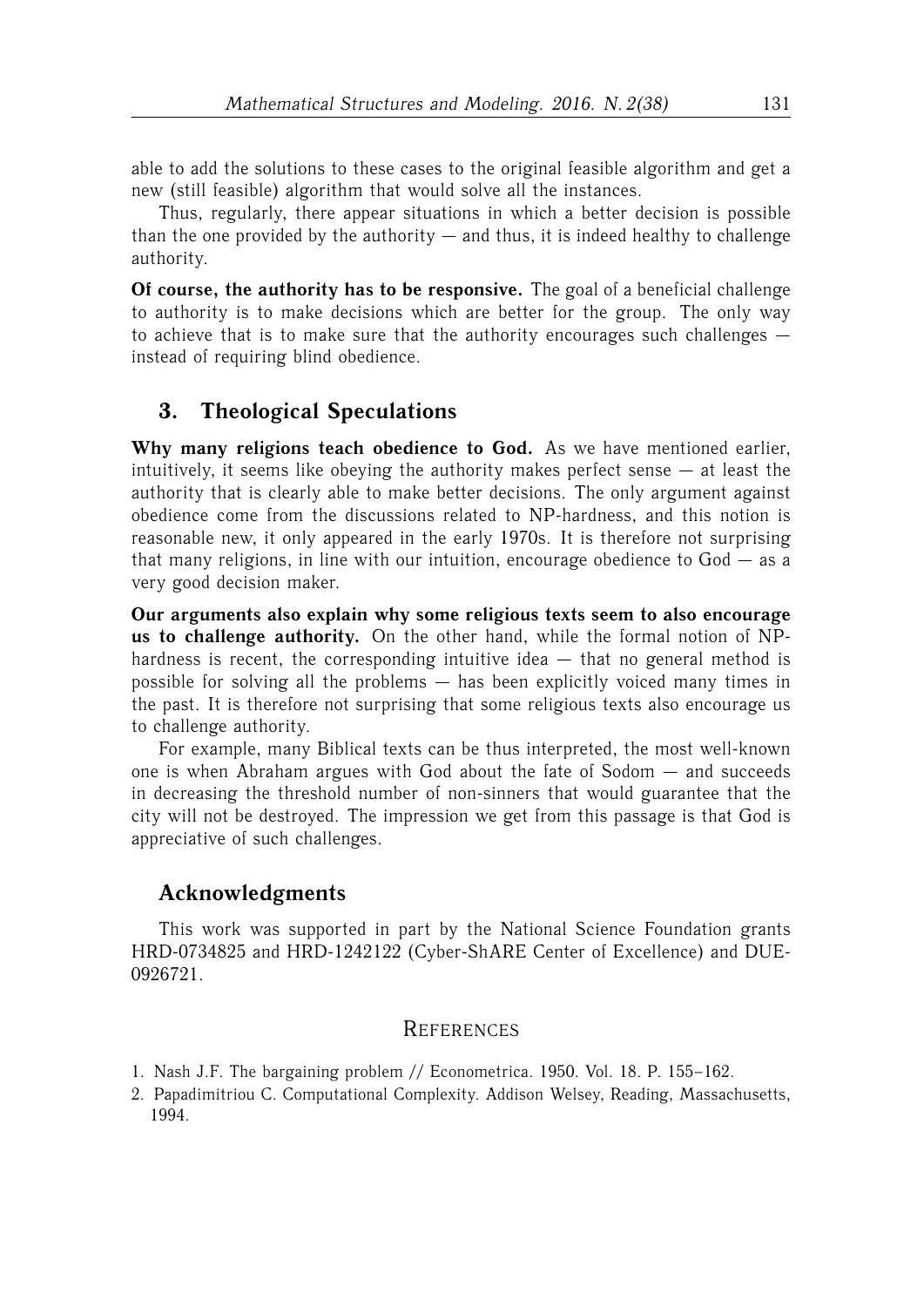able to add the solutions to these cases to the original feasible algorithm and get a new (still feasible) algorithm that would solve all the instances.

Thus, regularly, there appear situations in which a better decision is possible than the one provided by the authority — and thus, it is indeed healthy to challenge authority.

**Of course, the authority has to be responsive.** The goal of a beneficial challenge to authority is to make decisions which are better for the group. The only way to achieve that is to make sure that the authority encourages such challenges — instead of requiring blind obedience.

## 3. Theological Speculations

**Why many religions teach obedience to God.** As we have mentioned earlier, intuitively, it seems like obeying the authority makes perfect sense — at least the authority that is clearly able to make better decisions. The only argument against obedience come from the discussions related to NP-hardness, and this notion is reasonable new, it only appeared in the early 1970s. It is therefore not surprising that many religions, in line with our intuition, encourage obedience to God — as a very good decision maker.

**Our arguments also explain why some religious texts seem to also encourage us to challenge authority.** On the other hand, while the formal notion of NP-hardness is recent, the corresponding intuitive idea — that no general method is possible for solving all the problems — has been explicitly voiced many times in the past. It is therefore not surprising that some religious texts also encourage us to challenge authority.

For example, many Biblical texts can be thus interpreted, the most well-known one is when Abraham argues with God about the fate of Sodom — and succeeds in decreasing the threshold number of non-sinners that would guarantee that the city will not be destroyed. The impression we get from this passage is that God is appreciative of such challenges.

## Acknowledgments

This work was supported in part by the National Science Foundation grants HRD-0734825 and HRD-1242122 (Cyber-ShARE Center of Excellence) and DUE-0926721.

## References

1. Nash J.F. The bargaining problem // Econometrica. 1950. Vol. 18. P. 155–162.
2. Papadimitriou C. Computational Complexity. Addison Welsey, Reading, Massachusetts, 1994.